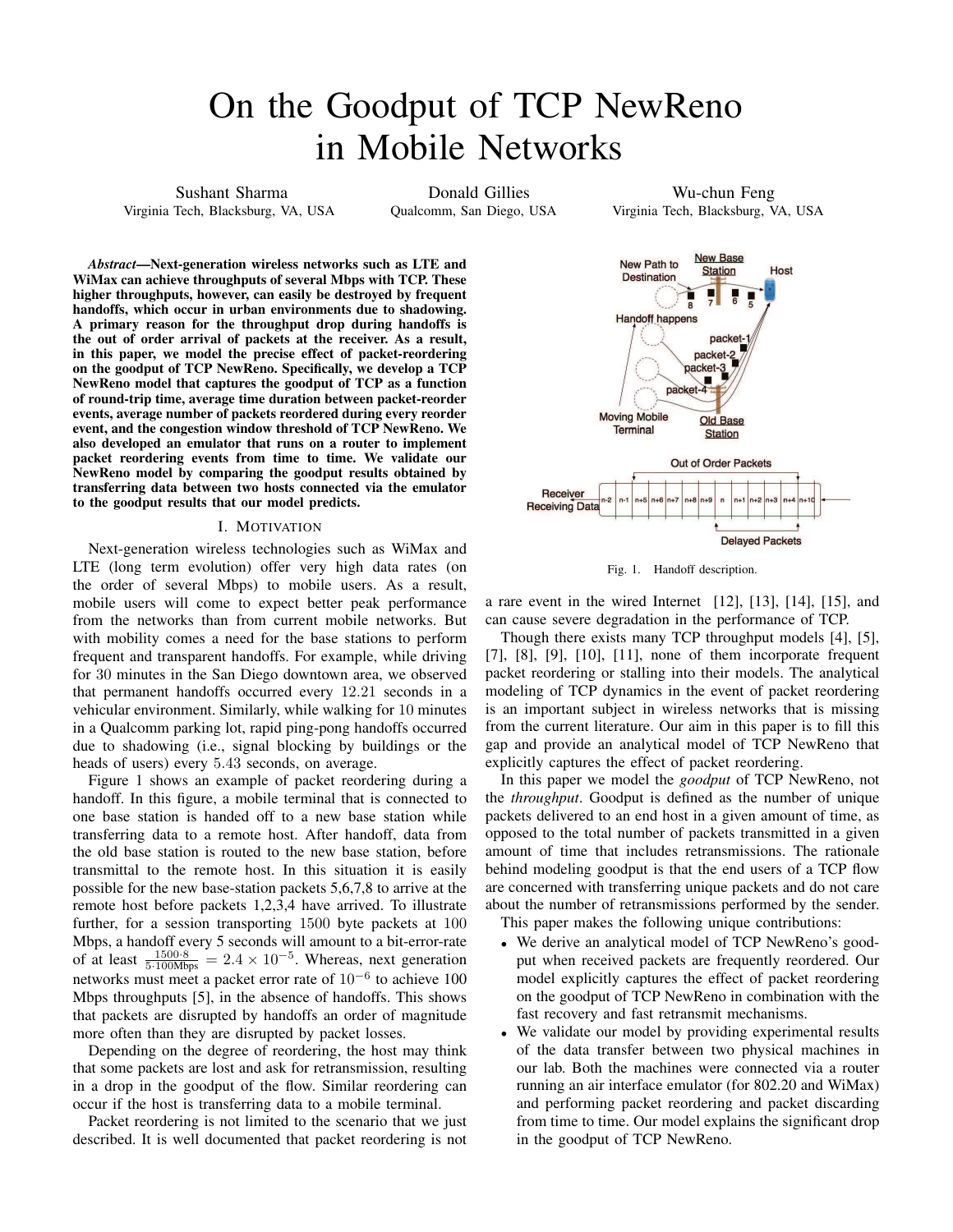# On the Goodput of TCP NewReno in Mobile Networks

Sushant Sharma
Virginia Tech, Blacksburg, VA, USA

Donald Gillies
Qualcomm, San Diego, USA

Wu-chun Feng
Virginia Tech, Blacksburg, VA, USA

***Abstract*—Next-generation wireless networks such as LTE and WiMax can achieve throughputs of several Mbps with TCP. These higher throughputs, however, can easily be destroyed by frequent handoffs, which occur in urban environments due to shadowing. A primary reason for the throughput drop during handoffs is the out of order arrival of packets at the receiver. As a result, in this paper, we model the precise effect of packet-reordering on the goodput of TCP NewReno. Specifically, we develop a TCP NewReno model that captures the goodput of TCP as a function of round-trip time, average time duration between packet-reorder events, average number of packets reordered during every reorder event, and the congestion window threshold of TCP NewReno. We also developed an emulator that runs on a router to implement packet reordering events from time to time. We validate our NewReno model by comparing the goodput results obtained by transferring data between two hosts connected via the emulator to the goodput results that our model predicts.**

## I. Motivation

Next-generation wireless technologies such as WiMax and LTE (long term evolution) offer very high data rates (on the order of several Mbps) to mobile users. As a result, mobile users will come to expect better peak performance from the networks than from current mobile networks. But with mobility comes a need for the base stations to perform frequent and transparent handoffs. For example, while driving for 30 minutes in the San Diego downtown area, we observed that permanent handoffs occurred every 12.21 seconds in a vehicular environment. Similarly, while walking for 10 minutes in a Qualcomm parking lot, rapid ping-pong handoffs occurred due to shadowing (i.e., signal blocking by buildings or the heads of users) every 5.43 seconds, on average.

Figure 1 shows an example of packet reordering during a handoff. In this figure, a mobile terminal that is connected to one base station is handed off to a new base station while transferring data to a remote host. After handoff, data from the old base station is routed to the new base station, before transmittal to the remote host. In this situation it is easily possible for the new base-station packets 5,6,7,8 to arrive at the remote host before packets 1,2,3,4 have arrived. To illustrate further, for a session transporting 1500 byte packets at 100 Mbps, a handoff every 5 seconds will amount to a bit-error-rate of at least $\frac{1500 \cdot 8}{5 \cdot 100\text{Mbps}} = 2.4 \times 10^{-5}$. Whereas, next generation networks must meet a packet error rate of $10^{-6}$ to achieve 100 Mbps throughputs [5], in the absence of handoffs. This shows that packets are disrupted by handoffs an order of magnitude more often than they are disrupted by packet losses.

Depending on the degree of reordering, the host may think that some packets are lost and ask for retransmission, resulting in a drop in the goodput of the flow. Similar reordering can occur if the host is transferring data to a mobile terminal.

Packet reordering is not limited to the scenario that we just described. It is well documented that packet reordering is not a rare event in the wired Internet [12], [13], [14], [15], and can cause severe degradation in the performance of TCP.

New Path to Destination
New Base Station
Host
8 7 6 5
Handoff happens
packet-1
packet-2
packet-3
packet-4
Moving Mobile Terminal
Old Base Station
Out of Order Packets
Receiver Receiving Data
n-2 n-1 n+5 n+6 n+7 n+8 n+9 n n+1 n+2 n+3 n+4 n+10
Delayed Packets

Fig. 1. Handoff description.

Though there exists many TCP throughput models [4], [5], [7], [8], [9], [10], [11], none of them incorporate frequent packet reordering or stalling into their models. The analytical modeling of TCP dynamics in the event of packet reordering is an important subject in wireless networks that is missing from the current literature. Our aim in this paper is to fill this gap and provide an analytical model of TCP NewReno that explicitly captures the effect of packet reordering.

In this paper we model the *goodput* of TCP NewReno, not the *throughput*. Goodput is defined as the number of unique packets delivered to an end host in a given amount of time, as opposed to the total number of packets transmitted in a given amount of time that includes retransmissions. The rationale behind modeling goodput is that the end users of a TCP flow are concerned with transferring unique packets and do not care about the number of retransmissions performed by the sender.

This paper makes the following unique contributions:

- We derive an analytical model of TCP NewReno's goodput when received packets are frequently reordered. Our model explicitly captures the effect of packet reordering on the goodput of TCP NewReno in combination with the fast recovery and fast retransmit mechanisms.
- We validate our model by providing experimental results of the data transfer between two physical machines in our lab. Both the machines were connected via a router running an air interface emulator (for 802.20 and WiMax) and performing packet reordering and packet discarding from time to time. Our model explains the significant drop in the goodput of TCP NewReno.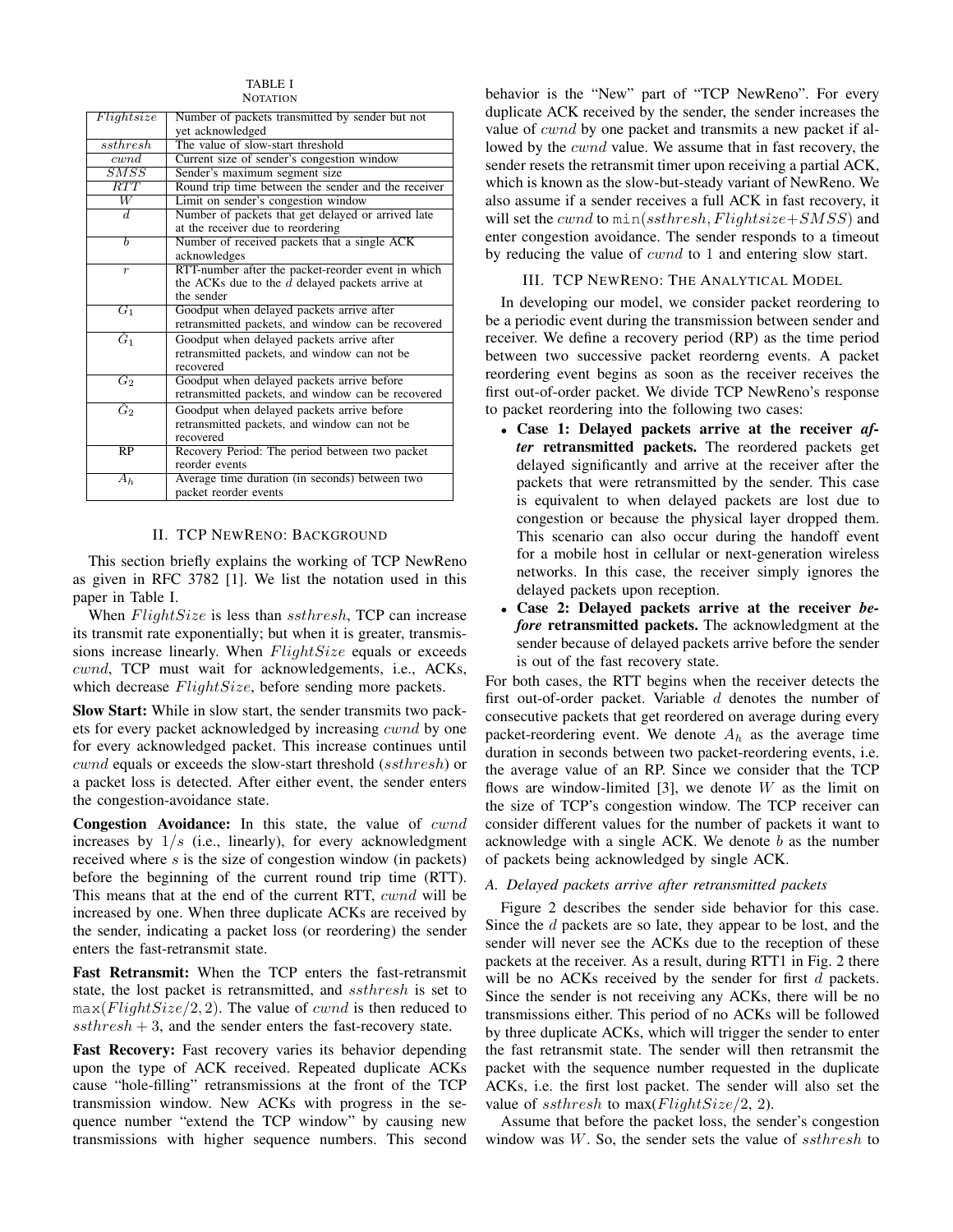TABLE I
NOTATION

| | |
|---|---|
| $Flightsize$ | Number of packets transmitted by sender but not yet acknowledged |
| $ssthresh$ | The value of slow-start threshold |
| $cwnd$ | Current size of sender's congestion window |
| $SMSS$ | Sender's maximum segment size |
| $RTT$ | Round trip time between the sender and the receiver |
| $W$ | Limit on sender's congestion window |
| $d$ | Number of packets that get delayed or arrived late at the receiver due to reordering |
| $b$ | Number of received packets that a single ACK acknowledges |
| $r$ | RTT-number after the packet-reorder event in which the ACKs due to the $d$ delayed packets arrive at the sender |
| $G_1$ | Goodput when delayed packets arrive after retransmitted packets, and window can be recovered |
| $\hat{G}_1$ | Goodput when delayed packets arrive after retransmitted packets, and window can not be recovered |
| $G_2$ | Goodput when delayed packets arrive before retransmitted packets, and window can be recovered |
| $\hat{G}_2$ | Goodput when delayed packets arrive before retransmitted packets, and window can not be recovered |
| RP | Recovery Period: The period between two packet reorder events |
| $A_h$ | Average time duration (in seconds) between two packet reorder events |

## II. TCP NewReno: Background

This section briefly explains the working of TCP NewReno as given in RFC 3782 [1]. We list the notation used in this paper in Table I.

When $FlightSize$ is less than $ssthresh$, TCP can increase its transmit rate exponentially; but when it is greater, transmissions increase linearly. When $FlightSize$ equals or exceeds $cwnd$, TCP must wait for acknowledgements, i.e., ACKs, which decrease $FlightSize$, before sending more packets.

**Slow Start:** While in slow start, the sender transmits two packets for every packet acknowledged by increasing $cwnd$ by one for every acknowledged packet. This increase continues until $cwnd$ equals or exceeds the slow-start threshold ($ssthresh$) or a packet loss is detected. After either event, the sender enters the congestion-avoidance state.

**Congestion Avoidance:** In this state, the value of $cwnd$ increases by $1/s$ (i.e., linearly), for every acknowledgment received where $s$ is the size of congestion window (in packets) before the beginning of the current round trip time (RTT). This means that at the end of the current RTT, $cwnd$ will be increased by one. When three duplicate ACKs are received by the sender, indicating a packet loss (or reordering) the sender enters the fast-retransmit state.

**Fast Retransmit:** When the TCP enters the fast-retransmit state, the lost packet is retransmitted, and $ssthresh$ is set to $\max(FlightSize/2, 2)$. The value of $cwnd$ is then reduced to $ssthresh + 3$, and the sender enters the fast-recovery state.

**Fast Recovery:** Fast recovery varies its behavior depending upon the type of ACK received. Repeated duplicate ACKs cause "hole-filling" retransmissions at the front of the TCP transmission window. New ACKs with progress in the sequence number "extend the TCP window" by causing new transmissions with higher sequence numbers. This second behavior is the "New" part of "TCP NewReno". For every duplicate ACK received by the sender, the sender increases the value of $cwnd$ by one packet and transmits a new packet if allowed by the $cwnd$ value. We assume that in fast recovery, the sender resets the retransmit timer upon receiving a partial ACK, which is known as the slow-but-steady variant of NewReno. We also assume if a sender receives a full ACK in fast recovery, it will set the $cwnd$ to $\min(ssthresh, Flightsize{+}SMSS)$ and enter congestion avoidance. The sender responds to a timeout by reducing the value of $cwnd$ to 1 and entering slow start.

## III. TCP NewReno: The Analytical Model

In developing our model, we consider packet reordering to be a periodic event during the transmission between sender and receiver. We define a recovery period (RP) as the time period between two successive packet reorderng events. A packet reordering event begins as soon as the receiver receives the first out-of-order packet. We divide TCP NewReno's response to packet reordering into the following two cases:

- **Case 1: Delayed packets arrive at the receiver *after* retransmitted packets.** The reordered packets get delayed significantly and arrive at the receiver after the packets that were retransmitted by the sender. This case is equivalent to when delayed packets are lost due to congestion or because the physical layer dropped them. This scenario can also occur during the handoff event for a mobile host in cellular or next-generation wireless networks. In this case, the receiver simply ignores the delayed packets upon reception.
- **Case 2: Delayed packets arrive at the receiver *before* retransmitted packets.** The acknowledgment at the sender because of delayed packets arrive before the sender is out of the fast recovery state.

For both cases, the RTT begins when the receiver detects the first out-of-order packet. Variable $d$ denotes the number of consecutive packets that get reordered on average during every packet-reordering event. We denote $A_h$ as the average time duration in seconds between two packet-reordering events, i.e. the average value of an RP. Since we consider that the TCP flows are window-limited [3], we denote $W$ as the limit on the size of TCP's congestion window. The TCP receiver can consider different values for the number of packets it want to acknowledge with a single ACK. We denote $b$ as the number of packets being acknowledged by single ACK.

### A. Delayed packets arrive after retransmitted packets

Figure 2 describes the sender side behavior for this case. Since the $d$ packets are so late, they appear to be lost, and the sender will never see the ACKs due to the reception of these packets at the receiver. As a result, during RTT1 in Fig. 2 there will be no ACKs received by the sender for first $d$ packets. Since the sender is not receiving any ACKs, there will be no transmissions either. This period of no ACKs will be followed by three duplicate ACKs, which will trigger the sender to enter the fast retransmit state. The sender will then retransmit the packet with the sequence number requested in the duplicate ACKs, i.e. the first lost packet. The sender will also set the value of $ssthresh$ to $\max(FlightSize/2, 2)$.

Assume that before the packet loss, the sender's congestion window was $W$. So, the sender sets the value of $ssthresh$ to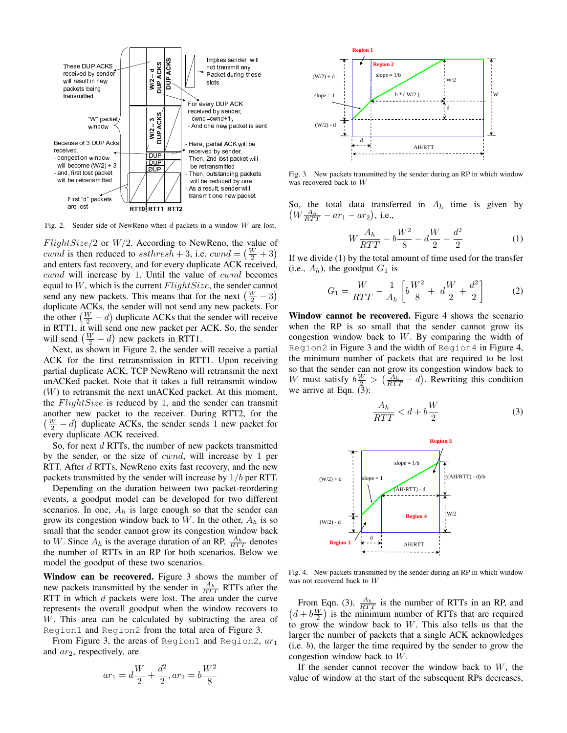Fig. 2. Sender side of NewReno when $d$ packets in a window $W$ are lost.

$FlightSize/2$ or $W/2$. According to NewReno, the value of $cwnd$ is then reduced to $ssthresh+3$, i.e. $cwnd = \left(\frac{W}{2}+3\right)$ and enters fast recovery, and for every duplicate ACK received, $cwnd$ will increase by 1. Until the value of $cwnd$ becomes equal to $W$, which is the current $FlightSize$, the sender cannot send any new packets. This means that for the next $\left(\frac{W}{2}-3\right)$ duplicate ACKs, the sender will not send any new packets. For the other $\left(\frac{W}{2}-d\right)$ duplicate ACKs that the sender will receive in RTT1, it will send one new packet per ACK. So, the sender will send $\left(\frac{W}{2}-d\right)$ new packets in RTT1.

Next, as shown in Figure 2, the sender will receive a partial ACK for the first retransmission in RTT1. Upon receiving partial duplicate ACK, TCP NewReno will retransmit the next unACKed packet. Note that it takes a full retransmit window ($W$) to retransmit the next unACKed packet. At this moment, the $FlightSize$ is reduced by 1, and the sender can transmit another new packet to the receiver. During RTT2, for the $\left(\frac{W}{2}-d\right)$ duplicate ACKs, the sender sends 1 new packet for every duplicate ACK received.

So, for next $d$ RTTs, the number of new packets transmitted by the sender, or the size of $cwnd$, will increase by 1 per RTT. After $d$ RTTs, NewReno exits fast recovery, and the new packets transmitted by the sender will increase by $1/b$ per RTT.

Depending on the duration between two packet-reordering events, a goodput model can be developed for two different scenarios. In one, $A_h$ is large enough so that the sender can grow its congestion window back to $W$. In the other, $A_h$ is so small that the sender cannot grow its congestion window back to $W$. Since $A_h$ is the average duration of an RP, $\frac{A_h}{RTT}$ denotes the number of RTTs in an RP for both scenarios. Below we model the goodput of these two scenarios.

**Window can be recovered.** Figure 3 shows the number of new packets transmitted by the sender in $\frac{A_h}{RTT}$ RTTs after the RTT in which $d$ packets were lost. The area under the curve represents the overall goodput when the window recovers to $W$. This area can be calculated by subtracting the area of Region1 and Region2 from the total area of Figure 3.

From Figure 3, the areas of Region1 and Region2, $ar_1$ and $ar_2$, respectively, are

$$ar_1 = d\frac{W}{2}+\frac{d^2}{2}, ar_2 = b\frac{W^2}{8}$$

Fig. 3. New packets transmitted by the sender during an RP in which window was recovered back to $W$

So, the total data transferred in $A_h$ time is given by $\left(W\frac{A_h}{RTT} - ar_1 - ar_2\right)$, i.e.,

$$W\frac{A_h}{RTT} - b\frac{W^2}{8} - d\frac{W}{2} - \frac{d^2}{2} \tag{1}$$

If we divide (1) by the total amount of time used for the transfer (i.e., $A_h$), the goodput $G_1$ is

$$G_1 = \frac{W}{RTT} - \frac{1}{A_h}\left[b\frac{W^2}{8} + d\frac{W}{2} + \frac{d^2}{2}\right] \tag{2}$$

**Window cannot be recovered.** Figure 4 shows the scenario when the RP is so small that the sender cannot grow its congestion window back to $W$. By comparing the width of Region2 in Figure 3 and the width of Region4 in Figure 4, the minimum number of packets that are required to be lost so that the sender can not grow its congestion window back to $W$ must satisfy $b\frac{W}{2} > \left(\frac{A_h}{RTT} - d\right)$. Rewriting this condition we arrive at Eqn. (3):

$$\frac{A_h}{RTT} < d + b\frac{W}{2} \tag{3}$$

Fig. 4. New packets transmitted by the sender during an RP in which window was not recovered back to $W$

From Eqn. (3), $\frac{A_h}{RTT}$ is the number of RTTs in an RP, and $\left(d + b\frac{W}{2}\right)$ is the minimum number of RTTs that are required to grow the window back to $W$. This also tells us that the larger the number of packets that a single ACK acknowledges (i.e. $b$), the larger the time required by the sender to grow the congestion window back to $W$.

If the sender cannot recover the window back to $W$, the value of window at the start of the subsequent RPs decreases,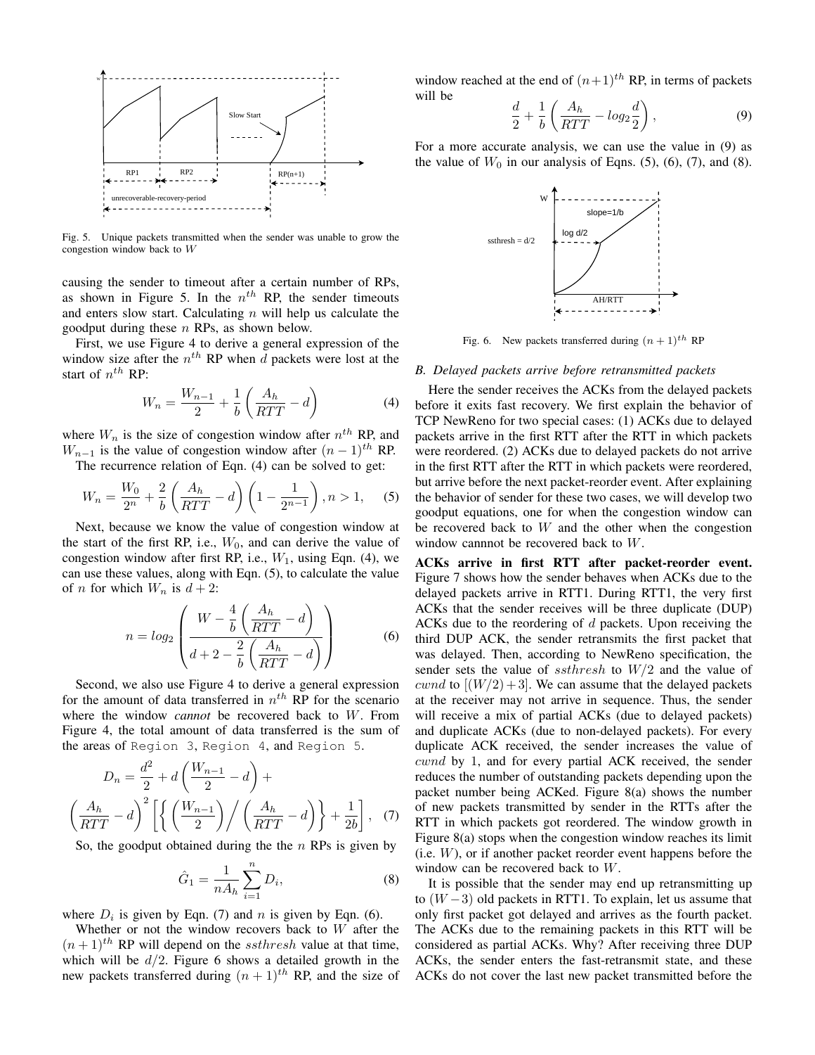Fig. 5. Unique packets transmitted when the sender was unable to grow the congestion window back to $W$

causing the sender to timeout after a certain number of RPs, as shown in Figure 5. In the $n^{th}$ RP, the sender timeouts and enters slow start. Calculating $n$ will help us calculate the goodput during these $n$ RPs, as shown below.

First, we use Figure 4 to derive a general expression of the window size after the $n^{th}$ RP when $d$ packets were lost at the start of $n^{th}$ RP:

$$W_n = \frac{W_{n-1}}{2} + \frac{1}{b}\left(\frac{A_h}{RTT} - d\right) \tag{4}$$

where $W_n$ is the size of congestion window after $n^{th}$ RP, and $W_{n-1}$ is the value of congestion window after $(n-1)^{th}$ RP.

The recurrence relation of Eqn. (4) can be solved to get:

$$W_n = \frac{W_0}{2^n} + \frac{2}{b}\left(\frac{A_h}{RTT} - d\right)\left(1 - \frac{1}{2^{n-1}}\right), n > 1, \tag{5}$$

Next, because we know the value of congestion window at the start of the first RP, i.e., $W_0$, and can derive the value of congestion window after first RP, i.e., $W_1$, using Eqn. (4), we can use these values, along with Eqn. (5), to calculate the value of $n$ for which $W_n$ is $d+2$:

$$n = log_2\left(\frac{W - \frac{4}{b}\left(\frac{A_h}{RTT} - d\right)}{d + 2 - \frac{2}{b}\left(\frac{A_h}{RTT} - d\right)}\right) \tag{6}$$

Second, we also use Figure 4 to derive a general expression for the amount of data transferred in $n^{th}$ RP for the scenario where the window *cannot* be recovered back to $W$. From Figure 4, the total amount of data transferred is the sum of the areas of Region 3, Region 4, and Region 5.

$$D_n = \frac{d^2}{2} + d\left(\frac{W_{n-1}}{2} - d\right) + \left(\frac{A_h}{RTT} - d\right)^2\left[\left\{\left(\frac{W_{n-1}}{2}\right)\Big/\left(\frac{A_h}{RTT} - d\right)\right\} + \frac{1}{2b}\right], \tag{7}$$

So, the goodput obtained during the the $n$ RPs is given by

$$\hat{G}_1 = \frac{1}{nA_h}\sum_{i=1}^{n} D_i, \tag{8}$$

where $D_i$ is given by Eqn. (7) and $n$ is given by Eqn. (6).

Whether or not the window recovers back to $W$ after the $(n+1)^{th}$ RP will depend on the $ssthresh$ value at that time, which will be $d/2$. Figure 6 shows a detailed growth in the new packets transferred during $(n+1)^{th}$ RP, and the size of window reached at the end of $(n+1)^{th}$ RP, in terms of packets will be

$$\frac{d}{2} + \frac{1}{b}\left(\frac{A_h}{RTT} - log_2\frac{d}{2}\right), \tag{9}$$

For a more accurate analysis, we can use the value in (9) as the value of $W_0$ in our analysis of Eqns. (5), (6), (7), and (8).

Fig. 6. New packets transferred during $(n+1)^{th}$ RP

### B. Delayed packets arrive before retransmitted packets

Here the sender receives the ACKs from the delayed packets before it exits fast recovery. We first explain the behavior of TCP NewReno for two special cases: (1) ACKs due to delayed packets arrive in the first RTT after the RTT in which packets were reordered. (2) ACKs due to delayed packets do not arrive in the first RTT after the RTT in which packets were reordered, but arrive before the next packet-reorder event. After explaining the behavior of sender for these two cases, we will develop two goodput equations, one for when the congestion window can be recovered back to $W$ and the other when the congestion window cannnot be recovered back to $W$.

**ACKs arrive in first RTT after packet-reorder event.** Figure 7 shows how the sender behaves when ACKs due to the delayed packets arrive in RTT1. During RTT1, the very first ACKs that the sender receives will be three duplicate (DUP) ACKs due to the reordering of $d$ packets. Upon receiving the third DUP ACK, the sender retransmits the first packet that was delayed. Then, according to NewReno specification, the sender sets the value of $ssthresh$ to $W/2$ and the value of $cwnd$ to $[(W/2)+3]$. We can assume that the delayed packets at the receiver may not arrive in sequence. Thus, the sender will receive a mix of partial ACKs (due to delayed packets) and duplicate ACKs (due to non-delayed packets). For every duplicate ACK received, the sender increases the value of $cwnd$ by 1, and for every partial ACK received, the sender reduces the number of outstanding packets depending upon the packet number being ACKed. Figure 8(a) shows the number of new packets transmitted by sender in the RTTs after the RTT in which packets got reordered. The window growth in Figure 8(a) stops when the congestion window reaches its limit (i.e. $W$), or if another packet reorder event happens before the window can be recovered back to $W$.

It is possible that the sender may end up retransmitting up to $(W-3)$ old packets in RTT1. To explain, let us assume that only first packet got delayed and arrives as the fourth packet. The ACKs due to the remaining packets in this RTT will be considered as partial ACKs. Why? After receiving three DUP ACKs, the sender enters the fast-retransmit state, and these ACKs do not cover the last new packet transmitted before the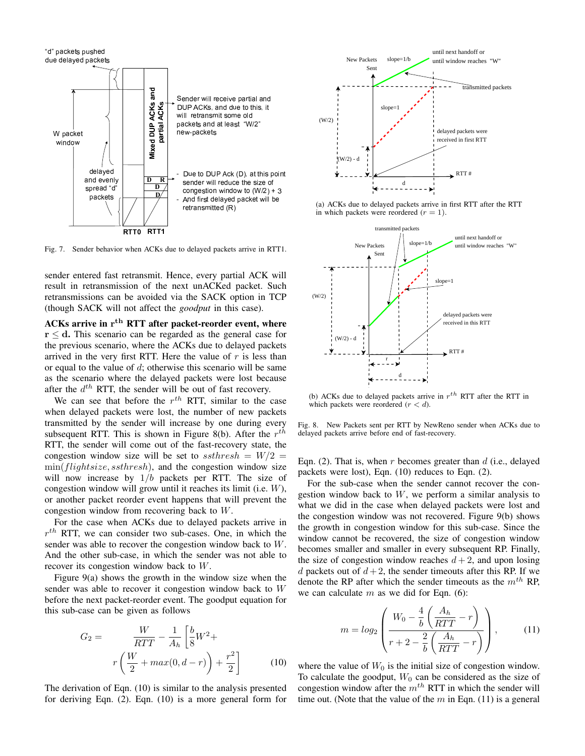Fig. 7. Sender behavior when ACKs due to delayed packets arrive in RTT1.

sender entered fast retransmit. Hence, every partial ACK will result in retransmission of the next unACKed packet. Such retransmissions can be avoided via the SACK option in TCP (though SACK will not affect the *goodput* in this case).

**ACKs arrive in $\mathbf{r^{th}}$ RTT after packet-reorder event, where $\mathbf{r \leq d}$.** This scenario can be regarded as the general case for the previous scenario, where the ACKs due to delayed packets arrived in the very first RTT. Here the value of $r$ is less than or equal to the value of $d$; otherwise this scenario will be same as the scenario where the delayed packets were lost because after the $d^{th}$ RTT, the sender will be out of fast recovery.

We can see that before the $r^{th}$ RTT, similar to the case when delayed packets were lost, the number of new packets transmitted by the sender will increase by one during every subsequent RTT. This is shown in Figure 8(b). After the $r^{th}$ RTT, the sender will come out of the fast-recovery state, the congestion window size will be set to $ssthresh = W/2 = \min(flightsize, ssthresh)$, and the congestion window size will now increase by $1/b$ packets per RTT. The size of congestion window will grow until it reaches its limit (i.e. $W$), or another packet reorder event happens that will prevent the congestion window from recovering back to $W$.

For the case when ACKs due to delayed packets arrive in $r^{th}$ RTT, we can consider two sub-cases. One, in which the sender was able to recover the congestion window back to $W$. And the other sub-case, in which the sender was not able to recover its congestion window back to $W$.

Figure 9(a) shows the growth in the window size when the sender was able to recover it congestion window back to $W$ before the next packet-reorder event. The goodput equation for this sub-case can be given as follows

$$G_2 = \frac{W}{RTT} - \frac{1}{A_h}\left[\frac{b}{8}W^2 + r\left(\frac{W}{2} + max(0, d-r)\right) + \frac{r^2}{2}\right] \quad (10)$$

The derivation of Eqn. (10) is similar to the analysis presented for deriving Eqn. (2). Eqn. (10) is a more general form for Eqn. (2). That is, when $r$ becomes greater than $d$ (i.e., delayed packets were lost), Eqn. (10) reduces to Eqn. (2).

(a) ACKs due to delayed packets arrive in first RTT after the RTT in which packets were reordered ($r = 1$).

(b) ACKs due to delayed packets arrive in $r^{th}$ RTT after the RTT in which packets were reordered ($r < d$).

Fig. 8. New Packets sent per RTT by NewReno sender when ACKs due to delayed packets arrive before end of fast-recovery.

For the sub-case when the sender cannot recover the congestion window back to $W$, we perform a similar analysis to what we did in the case when delayed packets were lost and the congestion window was not recovered. Figure 9(b) shows the growth in congestion window for this sub-case. Since the window cannot be recovered, the size of congestion window becomes smaller and smaller in every subsequent RP. Finally, the size of congestion window reaches $d+2$, and upon losing $d$ packets out of $d+2$, the sender timeouts after this RP. If we denote the RP after which the sender timeouts as the $m^{th}$ RP, we can calculate $m$ as we did for Eqn. (6):

$$m = log_2\left(\frac{W_0 - \frac{4}{b}\left(\frac{A_h}{RTT} - r\right)}{r + 2 - \frac{2}{b}\left(\frac{A_h}{RTT} - r\right)}\right), \quad (11)$$

where the value of $W_0$ is the initial size of congestion window. To calculate the goodput, $W_0$ can be considered as the size of congestion window after the $m^{th}$ RTT in which the sender will time out. (Note that the value of the $m$ in Eqn. (11) is a general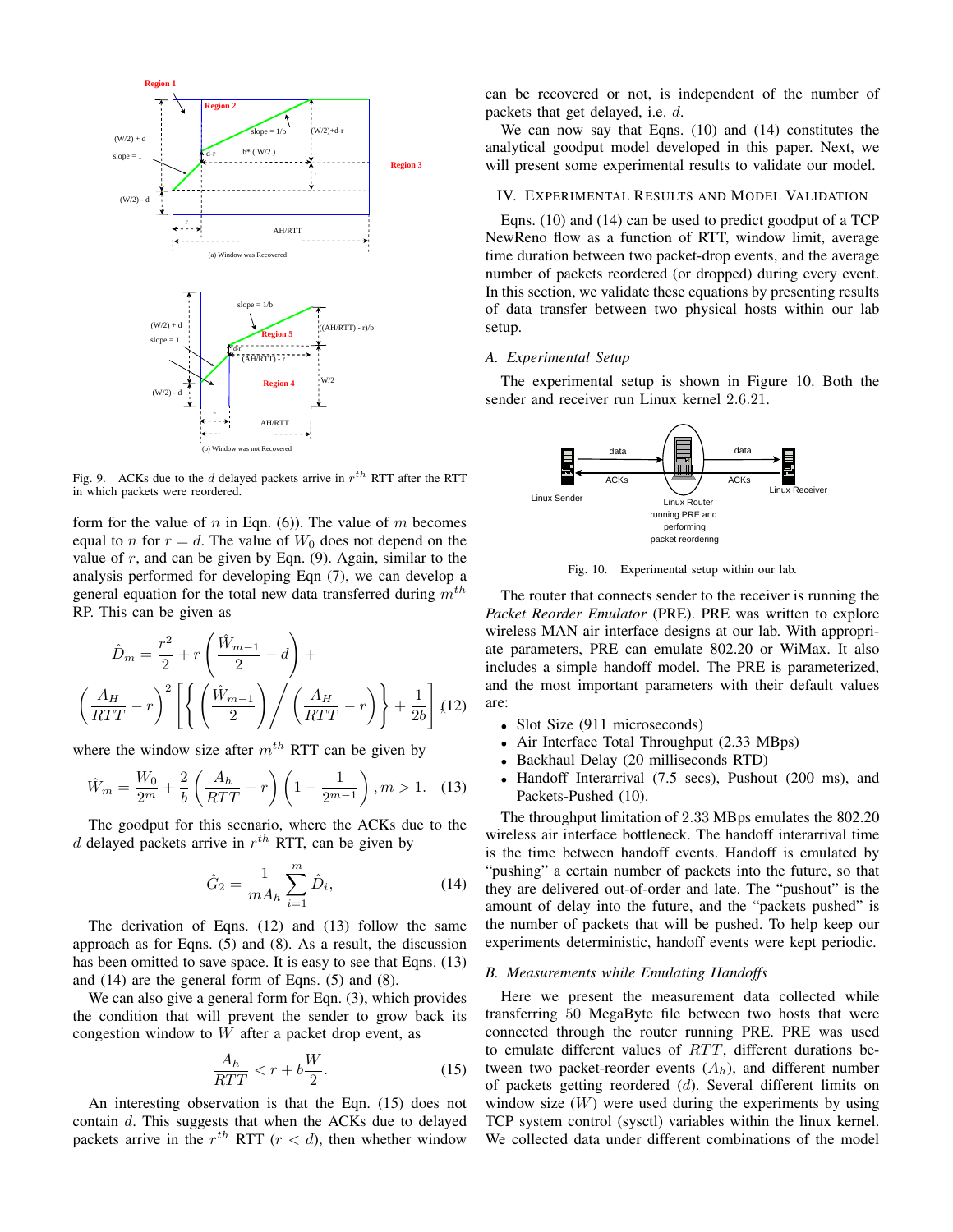Fig. 9. ACKs due to the $d$ delayed packets arrive in $r^{th}$ RTT after the RTT in which packets were reordered.

form for the value of $n$ in Eqn. (6)). The value of $m$ becomes equal to $n$ for $r = d$. The value of $W_0$ does not depend on the value of $r$, and can be given by Eqn. (9). Again, similar to the analysis performed for developing Eqn (7), we can develop a general equation for the total new data transferred during $m^{th}$ RP. This can be given as

$$\hat{D}_m = \frac{r^2}{2} + r\left(\frac{\hat{W}_{m-1}}{2} - d\right) + \left(\frac{A_H}{RTT} - r\right)^2 \left[\left\{\left(\frac{\hat{W}_{m-1}}{2}\right) \Big/ \left(\frac{A_H}{RTT} - r\right)\right\} + \frac{1}{2b}\right] \quad (12)$$

where the window size after $m^{th}$ RTT can be given by

$$\hat{W}_m = \frac{W_0}{2^m} + \frac{2}{b}\left(\frac{A_h}{RTT} - r\right)\left(1 - \frac{1}{2^{m-1}}\right), m > 1. \quad (13)$$

The goodput for this scenario, where the ACKs due to the $d$ delayed packets arrive in $r^{th}$ RTT, can be given by

$$\hat{G}_2 = \frac{1}{mA_h}\sum_{i=1}^{m} \hat{D}_i, \quad (14)$$

The derivation of Eqns. (12) and (13) follow the same approach as for Eqns. (5) and (8). As a result, the discussion has been omitted to save space. It is easy to see that Eqns. (13) and (14) are the general form of Eqns. (5) and (8).

We can also give a general form for Eqn. (3), which provides the condition that will prevent the sender to grow back its congestion window to $W$ after a packet drop event, as

$$\frac{A_h}{RTT} < r + b\frac{W}{2}. \quad (15)$$

An interesting observation is that the Eqn. (15) does not contain $d$. This suggests that when the ACKs due to delayed packets arrive in the $r^{th}$ RTT ($r < d$), then whether window can be recovered or not, is independent of the number of packets that get delayed, i.e. $d$.

We can now say that Eqns. (10) and (14) constitutes the analytical goodput model developed in this paper. Next, we will present some experimental results to validate our model.

## IV. Experimental Results and Model Validation

Eqns. (10) and (14) can be used to predict goodput of a TCP NewReno flow as a function of RTT, window limit, average time duration between two packet-drop events, and the average number of packets reordered (or dropped) during every event. In this section, we validate these equations by presenting results of data transfer between two physical hosts within our lab setup.

### A. Experimental Setup

The experimental setup is shown in Figure 10. Both the sender and receiver run Linux kernel 2.6.21.

Fig. 10. Experimental setup within our lab.

The router that connects sender to the receiver is running the *Packet Reorder Emulator* (PRE). PRE was written to explore wireless MAN air interface designs at our lab. With appropriate parameters, PRE can emulate 802.20 or WiMax. It also includes a simple handoff model. The PRE is parameterized, and the most important parameters with their default values are:

- Slot Size (911 microseconds)
- Air Interface Total Throughput (2.33 MBps)
- Backhaul Delay (20 milliseconds RTD)
- Handoff Interarrival (7.5 secs), Pushout (200 ms), and Packets-Pushed (10).

The throughput limitation of 2.33 MBps emulates the 802.20 wireless air interface bottleneck. The handoff interarrival time is the time between handoff events. Handoff is emulated by "pushing" a certain number of packets into the future, so that they are delivered out-of-order and late. The "pushout" is the amount of delay into the future, and the "packets pushed" is the number of packets that will be pushed. To help keep our experiments deterministic, handoff events were kept periodic.

### B. Measurements while Emulating Handoffs

Here we present the measurement data collected while transferring 50 MegaByte file between two hosts that were connected through the router running PRE. PRE was used to emulate different values of $RTT$, different durations between two packet-reorder events ($A_h$), and different number of packets getting reordered ($d$). Several different limits on window size ($W$) were used during the experiments by using TCP system control (sysctl) variables within the linux kernel. We collected data under different combinations of the model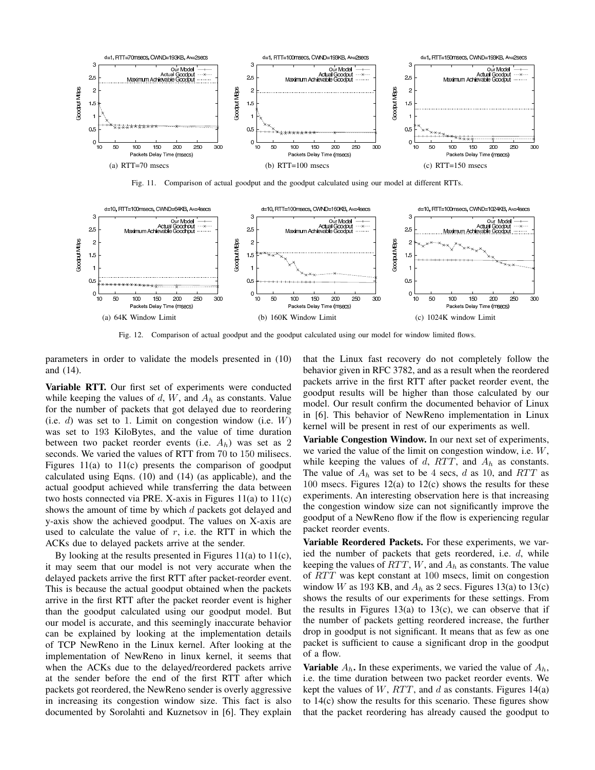(a) RTT=70 msecs

(b) RTT=100 msecs

(c) RTT=150 msecs

Fig. 11. Comparison of actual goodput and the goodput calculated using our model at different RTTs.

(a) 64K Window Limit

(b) 160K Window Limit

(c) 1024K window Limit

Fig. 12. Comparison of actual goodput and the goodput calculated using our model for window limited flows.

parameters in order to validate the models presented in (10) and (14).

**Variable RTT.** Our first set of experiments were conducted while keeping the values of $d$, $W$, and $A_h$ as constants. Value for the number of packets that got delayed due to reordering (i.e. $d$) was set to 1. Limit on congestion window (i.e. $W$) was set to 193 KiloBytes, and the value of time duration between two packet reorder events (i.e. $A_h$) was set as 2 seconds. We varied the values of RTT from 70 to 150 milisecs. Figures 11(a) to 11(c) presents the comparison of goodput calculated using Eqns. (10) and (14) (as applicable), and the actual goodput achieved while transferring the data between two hosts connected via PRE. X-axis in Figures 11(a) to 11(c) shows the amount of time by which $d$ packets got delayed and y-axis show the achieved goodput. The values on X-axis are used to calculate the value of $r$, i.e. the RTT in which the ACKs due to delayed packets arrive at the sender.

By looking at the results presented in Figures 11(a) to 11(c), it may seem that our model is not very accurate when the delayed packets arrive the first RTT after packet-reorder event. This is because the actual goodput obtained when the packets arrive in the first RTT after the packet reorder event is higher than the goodput calculated using our goodput model. But our model is accurate, and this seemingly inaccurate behavior can be explained by looking at the implementation details of TCP NewReno in the Linux kernel. After looking at the implementation of NewReno in linux kernel, it seems that when the ACKs due to the delayed/reordered packets arrive at the sender before the end of the first RTT after which packets got reordered, the NewReno sender is overly aggressive in increasing its congestion window size. This fact is also documented by Sorolahti and Kuznetsov in [6]. They explain that the Linux fast recovery do not completely follow the behavior given in RFC 3782, and as a result when the reordered packets arrive in the first RTT after packet reorder event, the goodput results will be higher than those calculated by our model. Our result confirm the documented behavior of Linux in [6]. This behavior of NewReno implementation in Linux kernel will be present in rest of our experiments as well.

**Variable Congestion Window.** In our next set of experiments, we varied the value of the limit on congestion window, i.e. $W$, while keeping the values of $d$, $RTT$, and $A_h$ as constants. The value of $A_h$ was set to be 4 secs, $d$ as 10, and $RTT$ as 100 msecs. Figures 12(a) to 12(c) shows the results for these experiments. An interesting observation here is that increasing the congestion window size can not significantly improve the goodput of a NewReno flow if the flow is experiencing regular packet reorder events.

**Variable Reordered Packets.** For these experiments, we varied the number of packets that gets reordered, i.e. $d$, while keeping the values of $RTT$, $W$, and $A_h$ as constants. The value of $RTT$ was kept constant at 100 msecs, limit on congestion window $W$ as 193 KB, and $A_h$ as 2 secs. Figures 13(a) to 13(c) shows the results of our experiments for these settings. From the results in Figures 13(a) to 13(c), we can observe that if the number of packets getting reordered increase, the further drop in goodput is not significant. It means that as few as one packet is sufficient to cause a significant drop in the goodput of a flow.

**Variable $A_h$.** In these experiments, we varied the value of $A_h$, i.e. the time duration between two packet reorder events. We kept the values of $W$, $RTT$, and $d$ as constants. Figures 14(a) to 14(c) show the results for this scenario. These figures show that the packet reordering has already caused the goodput to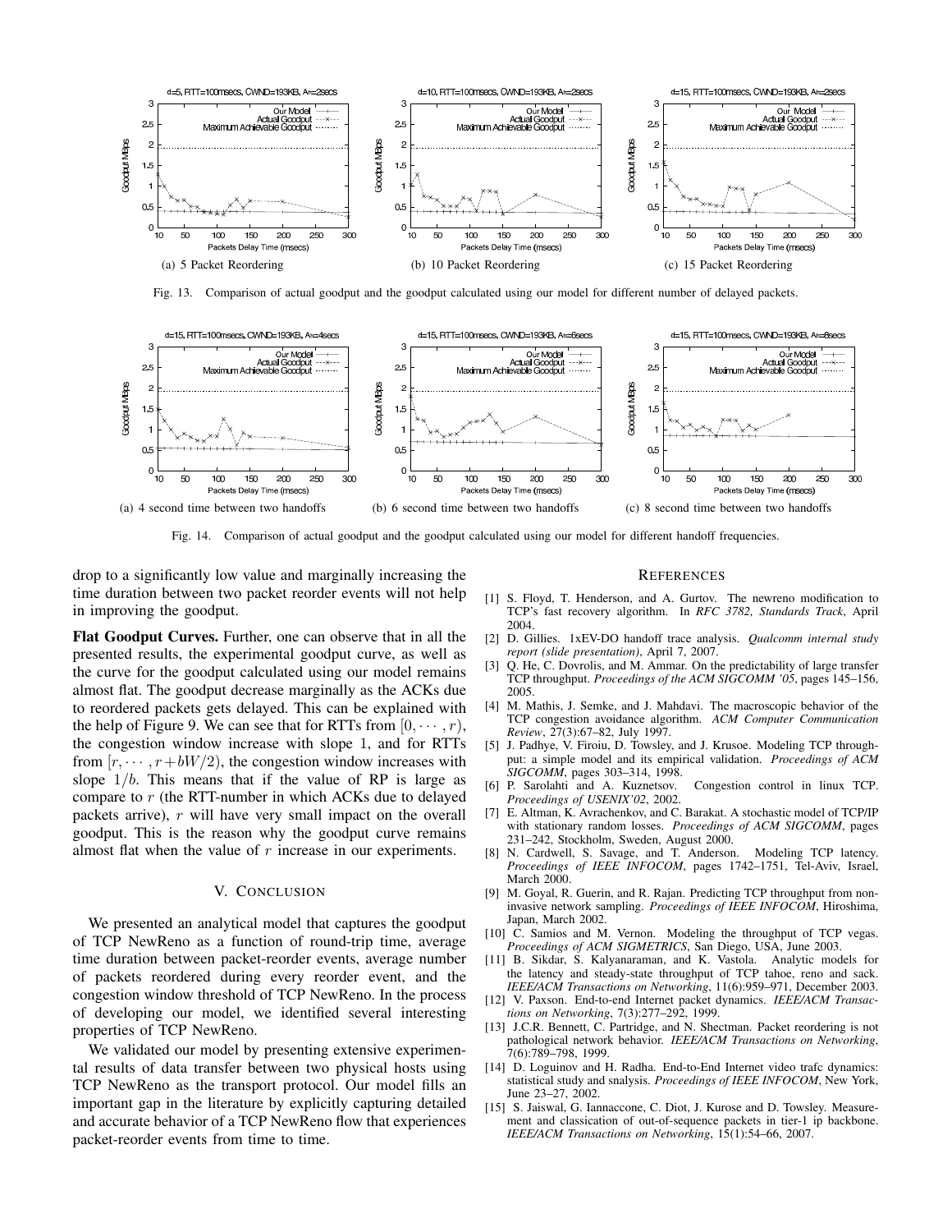d=5, RTT=100msecs, CWND=193KB, A=2secs

Our Model
Actual Goodput
Maximum Achievable Goodput

Goodput Mbps

Packets Delay Time (msecs)

(a) 5 Packet Reordering

d=10, RTT=100msecs, CWND=193KB, A=2secs

Our Model
Actual Goodput
Maximum Achievable Goodput

Goodput Mbps

Packets Delay Time (msecs)

(b) 10 Packet Reordering

d=15, RTT=100msecs, CWND=193KB, A=2secs

Our Model
Actual Goodput
Maximum Achievable Goodput

Goodput Mbps

Packets Delay Time (msecs)

(c) 15 Packet Reordering

Fig. 13. Comparison of actual goodput and the goodput calculated using our model for different number of delayed packets.

d=15, RTT=100msecs, CWND=193KB, A=4secs

Our Model
Actual Goodput
Maximum Achievable Goodput

Goodput Mbps

Packets Delay Time (msecs)

(a) 4 second time between two handoffs

d=15, RTT=100msecs, CWND=193KB, A=6secs

Our Model
Actual Goodput
Maximum Achievable Goodput

Goodput Mbps

Packets Delay Time (msecs)

(b) 6 second time between two handoffs

d=15, RTT=100msecs, CWND=193KB, A=8secs

Our Model
Actual Goodput
Maximum Achievable Goodput

Goodput Mbps

Packets Delay Time (msecs)

(c) 8 second time between two handoffs

Fig. 14. Comparison of actual goodput and the goodput calculated using our model for different handoff frequencies.

drop to a significantly low value and marginally increasing the time duration between two packet reorder events will not help in improving the goodput.

**Flat Goodput Curves.** Further, one can observe that in all the presented results, the experimental goodput curve, as well as the curve for the goodput calculated using our model remains almost flat. The goodput decrease marginally as the ACKs due to reordered packets gets delayed. This can be explained with the help of Figure 9. We can see that for RTTs from $[0, \cdots, r)$, the congestion window increase with slope 1, and for RTTs from $[r, \cdots, r+bW/2)$, the congestion window increases with slope $1/b$. This means that if the value of RP is large as compare to $r$ (the RTT-number in which ACKs due to delayed packets arrive), $r$ will have very small impact on the overall goodput. This is the reason why the goodput curve remains almost flat when the value of $r$ increase in our experiments.

## V. Conclusion

We presented an analytical model that captures the goodput of TCP NewReno as a function of round-trip time, average time duration between packet-reorder events, average number of packets reordered during every reorder event, and the congestion window threshold of TCP NewReno. In the process of developing our model, we identified several interesting properties of TCP NewReno.

We validated our model by presenting extensive experimental results of data transfer between two physical hosts using TCP NewReno as the transport protocol. Our model fills an important gap in the literature by explicitly capturing detailed and accurate behavior of a TCP NewReno flow that experiences packet-reorder events from time to time.

## References

[1] S. Floyd, T. Henderson, and A. Gurtov. The newreno modification to TCP's fast recovery algorithm. In *RFC 3782, Standards Track*, April 2004.

[2] D. Gillies. 1xEV-DO handoff trace analysis. *Qualcomm internal study report (slide presentation)*, April 7, 2007.

[3] Q. He, C. Dovrolis, and M. Ammar. On the predictability of large transfer TCP throughput. *Proceedings of the ACM SIGCOMM '05*, pages 145–156, 2005.

[4] M. Mathis, J. Semke, and J. Mahdavi. The macroscopic behavior of the TCP congestion avoidance algorithm. *ACM Computer Communication Review*, 27(3):67–82, July 1997.

[5] J. Padhye, V. Firoiu, D. Towsley, and J. Krusoe. Modeling TCP throughput: a simple model and its empirical validation. *Proceedings of ACM SIGCOMM*, pages 303–314, 1998.

[6] P. Sarolahti and A. Kuznetsov. Congestion control in linux TCP. *Proceedings of USENIX'02*, 2002.

[7] E. Altman, K. Avrachenkov, and C. Barakat. A stochastic model of TCP/IP with stationary random losses. *Proceedings of ACM SIGCOMM*, pages 231–242, Stockholm, Sweden, August 2000.

[8] N. Cardwell, S. Savage, and T. Anderson. Modeling TCP latency. *Proceedings of IEEE INFOCOM*, pages 1742–1751, Tel-Aviv, Israel, March 2000.

[9] M. Goyal, R. Guerin, and R. Rajan. Predicting TCP throughput from non-invasive network sampling. *Proceedings of IEEE INFOCOM*, Hiroshima, Japan, March 2002.

[10] C. Samios and M. Vernon. Modeling the throughput of TCP vegas. *Proceedings of ACM SIGMETRICS*, San Diego, USA, June 2003.

[11] B. Sikdar, S. Kalyanaraman, and K. Vastola. Analytic models for the latency and steady-state throughput of TCP tahoe, reno and sack. *IEEE/ACM Transactions on Networking*, 11(6):959–971, December 2003.

[12] V. Paxson. End-to-end Internet packet dynamics. *IEEE/ACM Transactions on Networking*, 7(3):277–292, 1999.

[13] J.C.R. Bennett, C. Partridge, and N. Shectman. Packet reordering is not pathological network behavior. *IEEE/ACM Transactions on Networking*, 7(6):789–798, 1999.

[14] D. Loguinov and H. Radha. End-to-End Internet video trafc dynamics: statistical study and snalysis. *Proceedings of IEEE INFOCOM*, New York, June 23–27, 2002.

[15] S. Jaiswal, G. Iannaccone, C. Diot, J. Kurose and D. Towsley. Measurement and classication of out-of-sequence packets in tier-1 ip backbone. *IEEE/ACM Transactions on Networking*, 15(1):54–66, 2007.